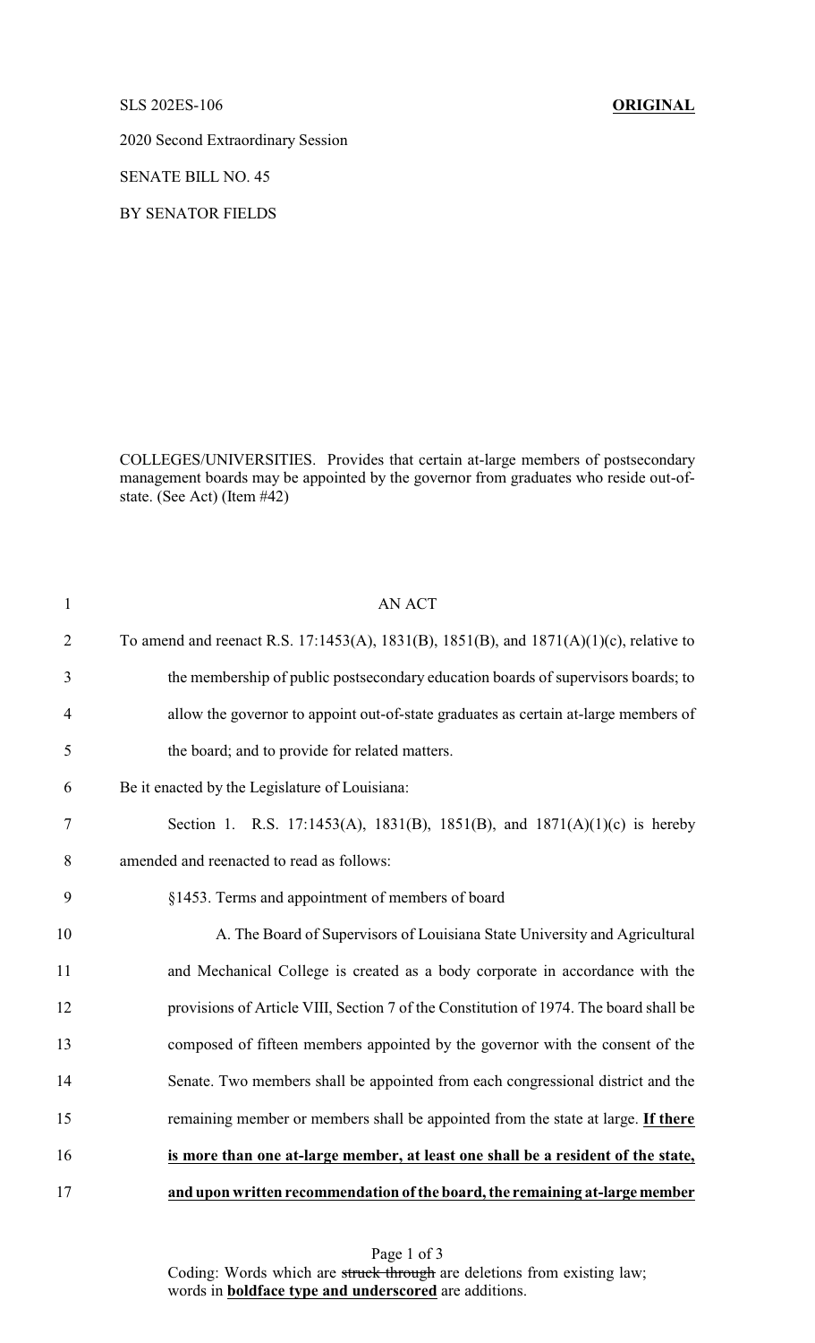SLS 202ES-106 **ORIGINAL**

2020 Second Extraordinary Session

SENATE BILL NO. 45

BY SENATOR FIELDS

COLLEGES/UNIVERSITIES. Provides that certain at-large members of postsecondary management boards may be appointed by the governor from graduates who reside out-of-state. (See Act) (Item #42)

1 AN ACT

2 To amend and reenact R.S. 17:1453(A), 1831(B), 1851(B), and 1871(A)(1)(c), relative to

3 the membership of public postsecondary education boards of supervisors boards; to

4 allow the governor to appoint out-of-state graduates as certain at-large members of

5 the board; and to provide for related matters.

6 Be it enacted by the Legislature of Louisiana:

7 Section 1. R.S. 17:1453(A), 1831(B), 1851(B), and 1871(A)(1)(c) is hereby

8 amended and reenacted to read as follows:

9 §1453. Terms and appointment of members of board

10 A. The Board of Supervisors of Louisiana State University and Agricultural

11 and Mechanical College is created as a body corporate in accordance with the

12 provisions of Article VIII, Section 7 of the Constitution of 1974. The board shall be

13 composed of fifteen members appointed by the governor with the consent of the

14 Senate. Two members shall be appointed from each congressional district and the

15 remaining member or members shall be appointed from the state at large. **<u>If there</u>**

16 **<u>is more than one at-large member, at least one shall be a resident of the state,</u>**

17 **<u>and upon written recommendation of the board, the remaining at-large member</u>**

Coding: Words which are ~~struck through~~ are deletions from existing law; words in **<u>boldface type and underscored</u>** are additions.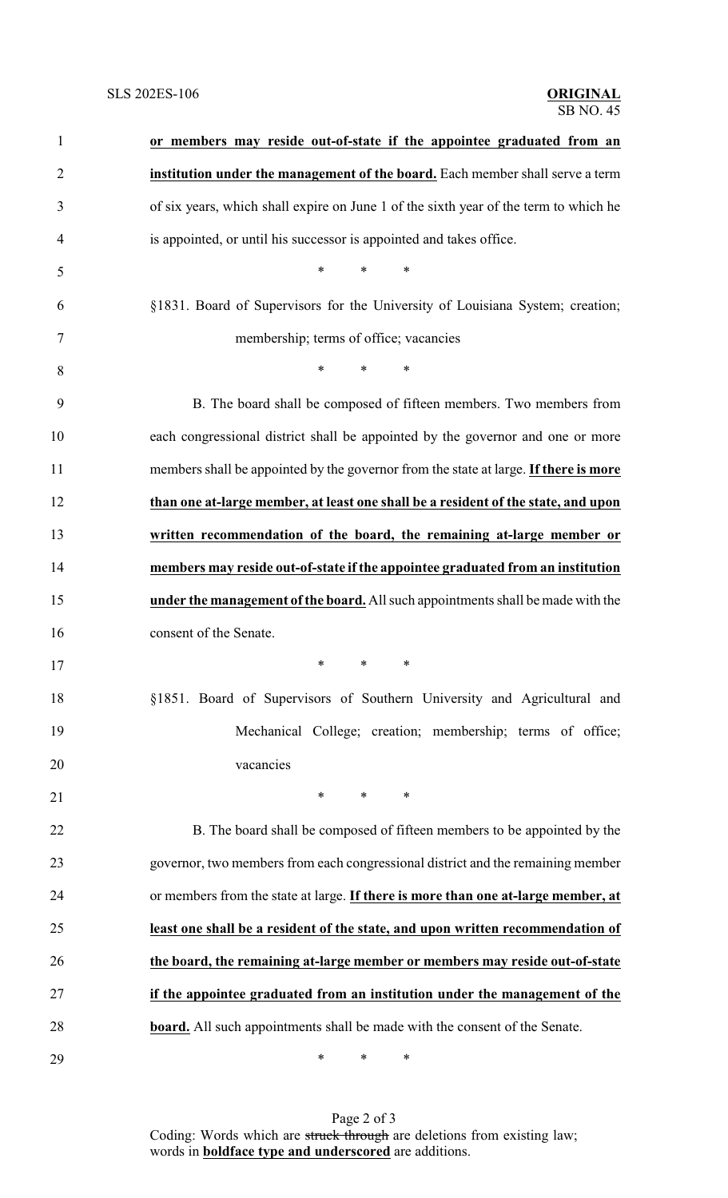**or members may reside out-of-state if the appointee graduated from an institution under the management of the board.** Each member shall serve a term of six years, which shall expire on June 1 of the sixth year of the term to which he is appointed, or until his successor is appointed and takes office.

\* \* \*

§1831. Board of Supervisors for the University of Louisiana System; creation; membership; terms of office; vacancies

\* \* \*

B. The board shall be composed of fifteen members. Two members from each congressional district shall be appointed by the governor and one or more members shall be appointed by the governor from the state at large. **If there is more than one at-large member, at least one shall be a resident of the state, and upon written recommendation of the board, the remaining at-large member or members may reside out-of-state if the appointee graduated from an institution under the management of the board.** All such appointments shall be made with the consent of the Senate.

\* \* \*

§1851. Board of Supervisors of Southern University and Agricultural and Mechanical College; creation; membership; terms of office; vacancies

\* \* \*

B. The board shall be composed of fifteen members to be appointed by the governor, two members from each congressional district and the remaining member or members from the state at large. **If there is more than one at-large member, at least one shall be a resident of the state, and upon written recommendation of the board, the remaining at-large member or members may reside out-of-state if the appointee graduated from an institution under the management of the board.** All such appointments shall be made with the consent of the Senate.

\* \* \*

Coding: Words which are ~~struck through~~ are deletions from existing law; words in **boldface type and underscored** are additions.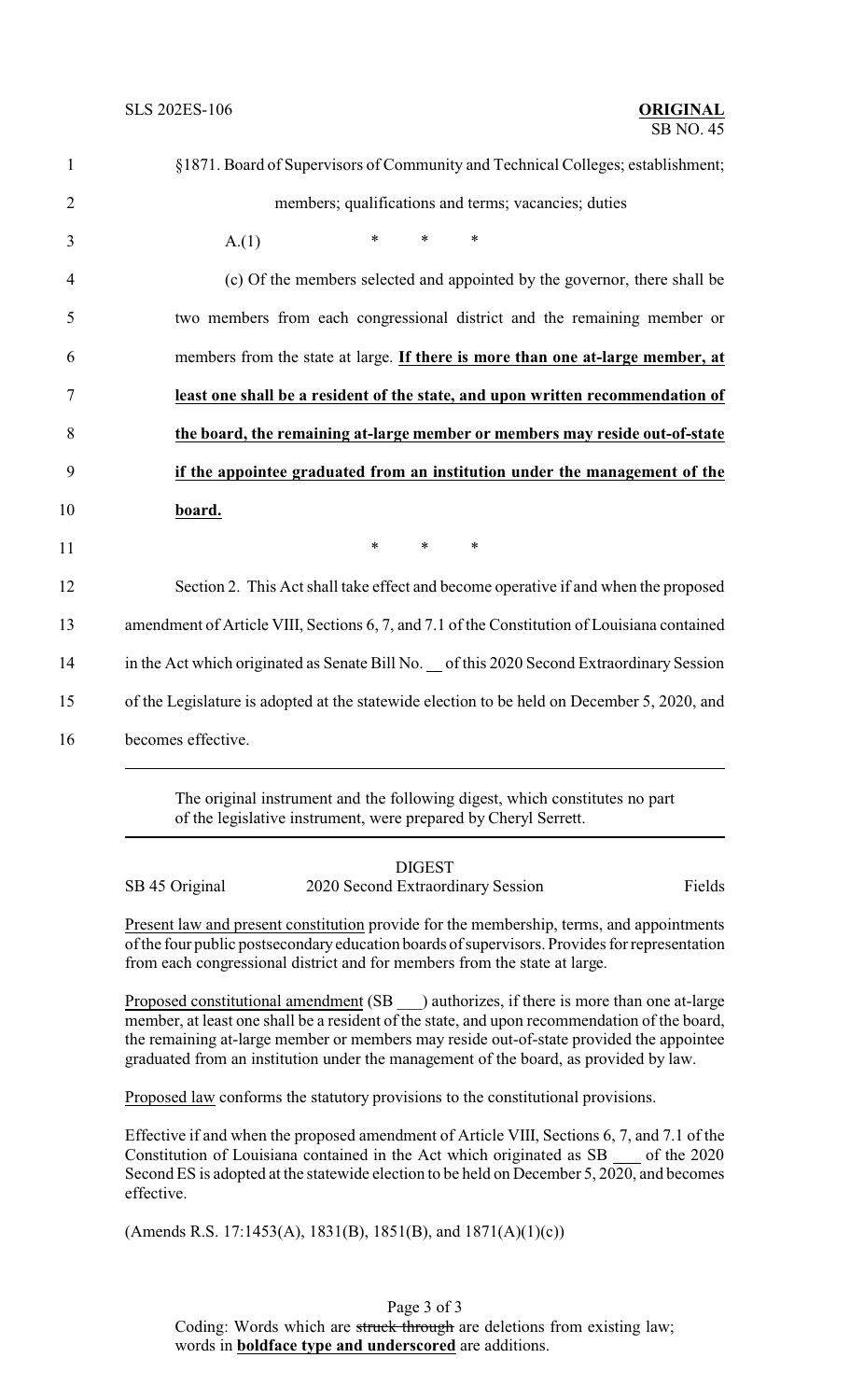§1871. Board of Supervisors of Community and Technical Colleges; establishment; members; qualifications and terms; vacancies; duties

A.(1) * * *

(c) Of the members selected and appointed by the governor, there shall be two members from each congressional district and the remaining member or members from the state at large. **<u>If there is more than one at-large member, at least one shall be a resident of the state, and upon written recommendation of the board, the remaining at-large member or members may reside out-of-state if the appointee graduated from an institution under the management of the board.</u>**

\* * *

Section 2. This Act shall take effect and become operative if and when the proposed amendment of Article VIII, Sections 6, 7, and 7.1 of the Constitution of Louisiana contained in the Act which originated as Senate Bill No. __ of this 2020 Second Extraordinary Session of the Legislature is adopted at the statewide election to be held on December 5, 2020, and becomes effective.

---

The original instrument and the following digest, which constitutes no part of the legislative instrument, were prepared by Cheryl Serrett.

---

DIGEST

SB 45 Original — 2020 Second Extraordinary Session — Fields

<u>Present law and present constitution</u> provide for the membership, terms, and appointments of the four public postsecondary education boards of supervisors. Provides for representation from each congressional district and for members from the state at large.

<u>Proposed constitutional amendment</u> (SB ___) authorizes, if there is more than one at-large member, at least one shall be a resident of the state, and upon recommendation of the board, the remaining at-large member or members may reside out-of-state provided the appointee graduated from an institution under the management of the board, as provided by law.

<u>Proposed law</u> conforms the statutory provisions to the constitutional provisions.

Effective if and when the proposed amendment of Article VIII, Sections 6, 7, and 7.1 of the Constitution of Louisiana contained in the Act which originated as SB ___ of the 2020 Second ES is adopted at the statewide election to be held on December 5, 2020, and becomes effective.

(Amends R.S. 17:1453(A), 1831(B), 1851(B), and 1871(A)(1)(c))

Coding: Words which are ~~struck through~~ are deletions from existing law; words in **<u>boldface type and underscored</u>** are additions.